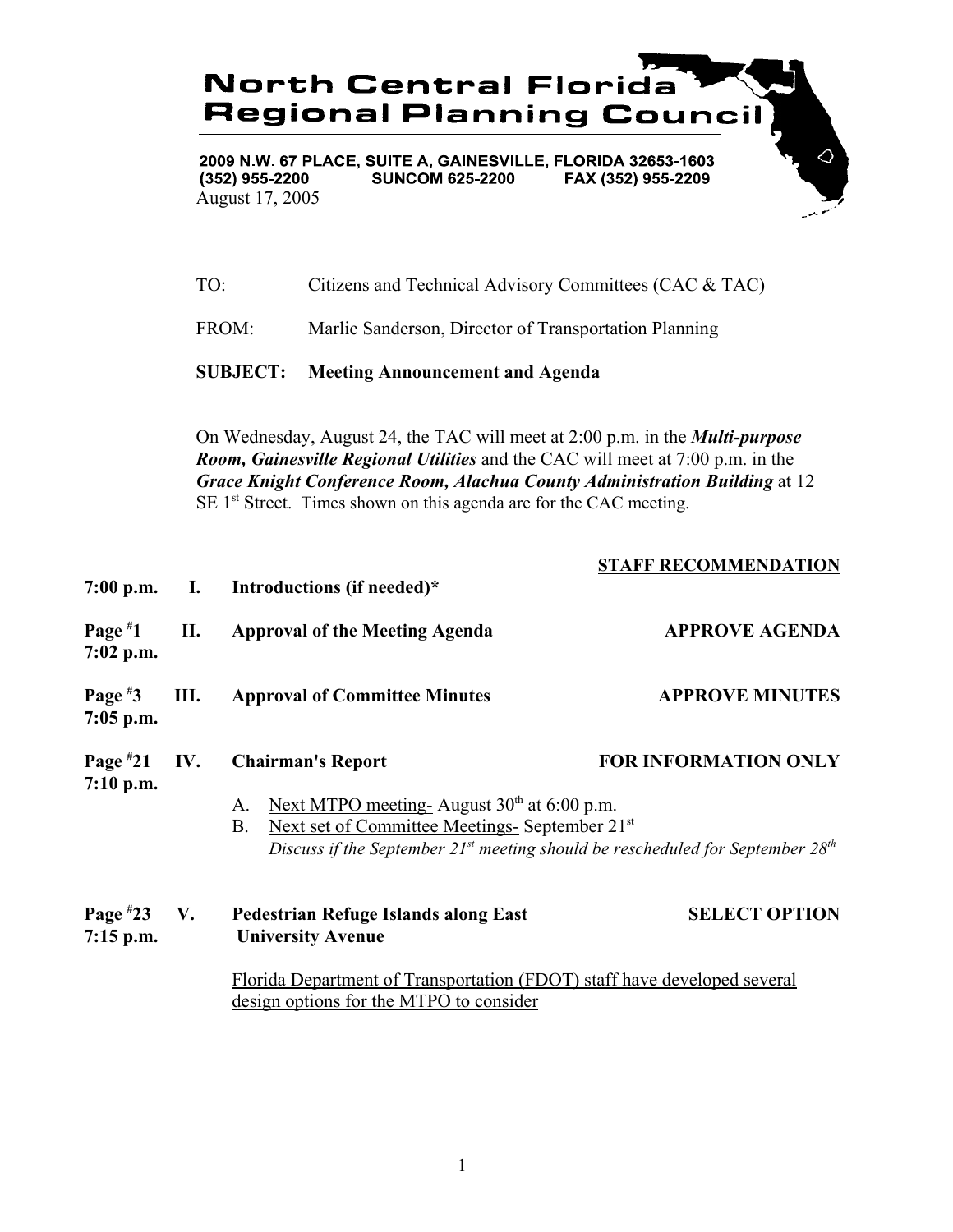# North Central Florida Regional Planning Council

2009 N.W. 67 PLACE, SUITE A, GAINESVILLE, FLORIDA 32653-1603
(352) 955-2200 SUNCOM 625-2200 FAX (352) 955-2209

August 17, 2005

TO: Citizens and Technical Advisory Committees (CAC & TAC)

FROM: Marlie Sanderson, Director of Transportation Planning

**SUBJECT: Meeting Announcement and Agenda**

On Wednesday, August 24, the TAC will meet at 2:00 p.m. in the ***Multi-purpose Room, Gainesville Regional Utilities*** and the CAC will meet at 7:00 p.m. in the ***Grace Knight Conference Room, Alachua County Administration Building*** at 12 SE 1st Street. Times shown on this agenda are for the CAC meeting.

| | | | **STAFF RECOMMENDATION** |
|---|---|---|---|
| **7:00 p.m.** | **I.** | **Introductions (if needed)*** | |
| **Page #1 7:02 p.m.** | **II.** | **Approval of the Meeting Agenda** | **APPROVE AGENDA** |
| **Page #3 7:05 p.m.** | **III.** | **Approval of Committee Minutes** | **APPROVE MINUTES** |
| **Page #21 7:10 p.m.** | **IV.** | **Chairman's Report** | **FOR INFORMATION ONLY** |

A. Next MTPO meeting- August 30th at 6:00 p.m.
B. Next set of Committee Meetings- September 21st
*Discuss if the September 21st meeting should be rescheduled for September 28th*

| | | | |
|---|---|---|---|
| **Page #23 7:15 p.m.** | **V.** | **Pedestrian Refuge Islands along East University Avenue** | **SELECT OPTION** |

Florida Department of Transportation (FDOT) staff have developed several design options for the MTPO to consider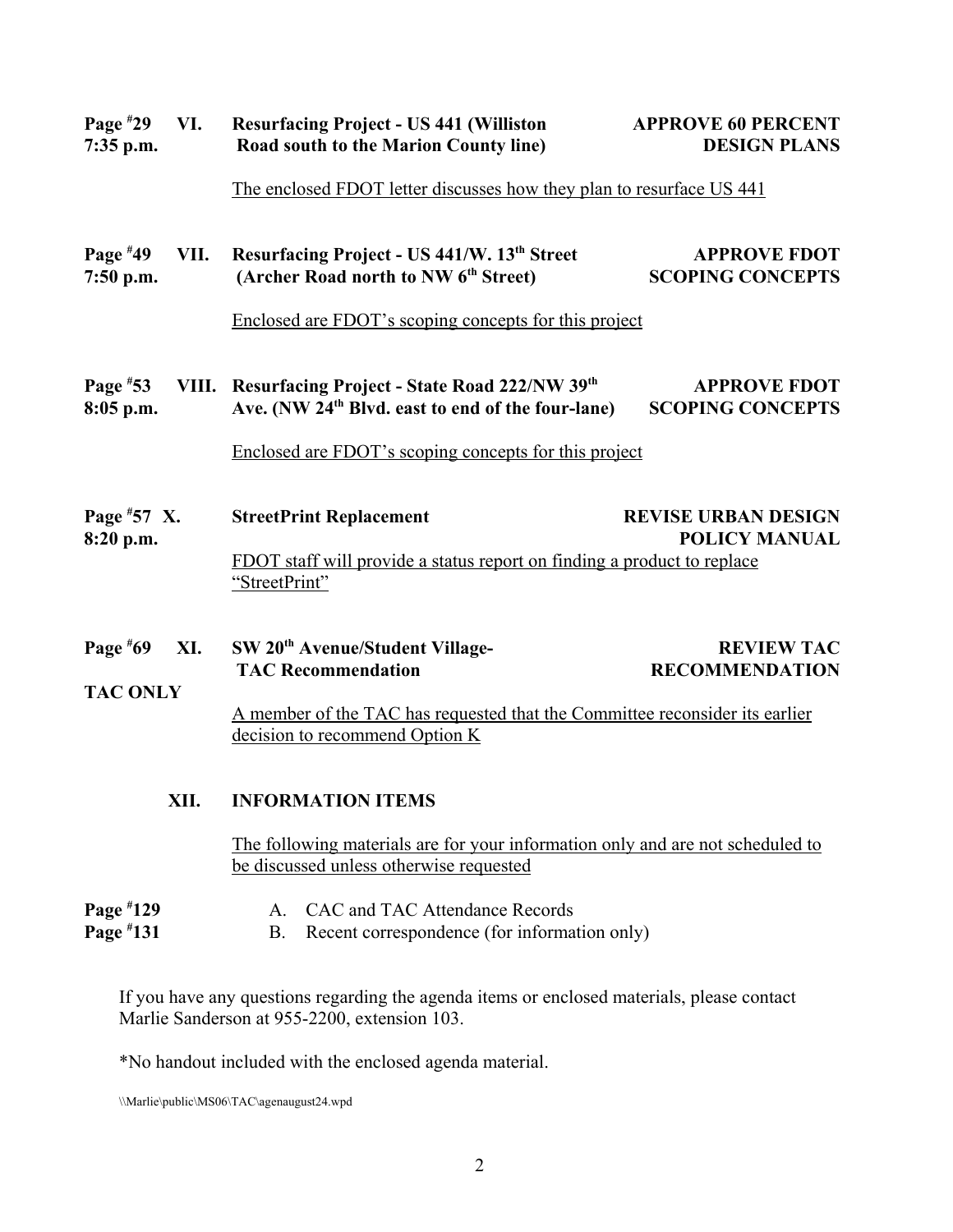**Page #29 VI. Resurfacing Project - US 441 (Williston Road south to the Marion County line)** **APPROVE 60 PERCENT DESIGN PLANS**
**7:35 p.m.**

The enclosed FDOT letter discusses how they plan to resurface US 441

**Page #49 VII. Resurfacing Project - US 441/W. 13th Street (Archer Road north to NW 6th Street)** **APPROVE FDOT SCOPING CONCEPTS**
**7:50 p.m.**

Enclosed are FDOT's scoping concepts for this project

**Page #53 VIII. Resurfacing Project - State Road 222/NW 39th Ave. (NW 24th Blvd. east to end of the four-lane)** **APPROVE FDOT SCOPING CONCEPTS**
**8:05 p.m.**

Enclosed are FDOT's scoping concepts for this project

**Page #57 X. StreetPrint Replacement** **REVISE URBAN DESIGN POLICY MANUAL**
**8:20 p.m.**

FDOT staff will provide a status report on finding a product to replace "StreetPrint"

**Page #69 XI. SW 20th Avenue/Student Village- TAC Recommendation** **REVIEW TAC RECOMMENDATION**

**TAC ONLY**

A member of the TAC has requested that the Committee reconsider its earlier decision to recommend Option K

**XII. INFORMATION ITEMS**

The following materials are for your information only and are not scheduled to be discussed unless otherwise requested

**Page #129** A. CAC and TAC Attendance Records
**Page #131** B. Recent correspondence (for information only)

If you have any questions regarding the agenda items or enclosed materials, please contact Marlie Sanderson at 955-2200, extension 103.

*No handout included with the enclosed agenda material.

\\Marlie\public\MS06\TAC\agenaugust24.wpd